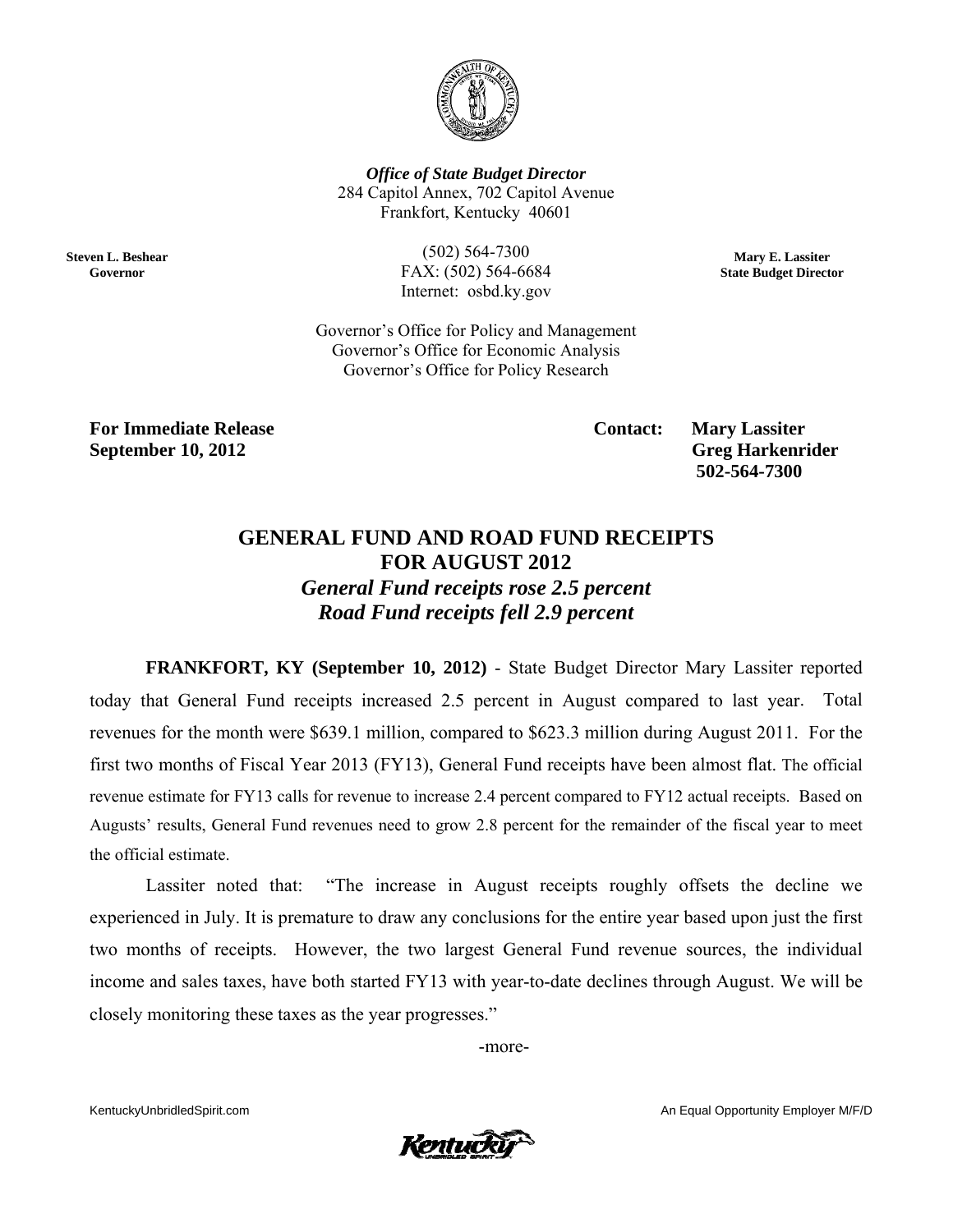***Office of State Budget Director***
284 Capitol Annex, 702 Capitol Avenue
Frankfort, Kentucky 40601

**Steven L. Beshear**
**Governor**

(502) 564-7300
FAX: (502) 564-6684
Internet: osbd.ky.gov

**Mary E. Lassiter**
**State Budget Director**

Governor's Office for Policy and Management
Governor's Office for Economic Analysis
Governor's Office for Policy Research

**For Immediate Release**
**September 10, 2012**

**Contact: Mary Lassiter**
**Greg Harkenrider**
**502-564-7300**

# GENERAL FUND AND ROAD FUND RECEIPTS FOR AUGUST 2012

## *General Fund receipts rose 2.5 percent*
## *Road Fund receipts fell 2.9 percent*

**FRANKFORT, KY (September 10, 2012)** - State Budget Director Mary Lassiter reported today that General Fund receipts increased 2.5 percent in August compared to last year. Total revenues for the month were $639.1 million, compared to $623.3 million during August 2011. For the first two months of Fiscal Year 2013 (FY13), General Fund receipts have been almost flat. The official revenue estimate for FY13 calls for revenue to increase 2.4 percent compared to FY12 actual receipts. Based on Augusts' results, General Fund revenues need to grow 2.8 percent for the remainder of the fiscal year to meet the official estimate.

Lassiter noted that: "The increase in August receipts roughly offsets the decline we experienced in July. It is premature to draw any conclusions for the entire year based upon just the first two months of receipts. However, the two largest General Fund revenue sources, the individual income and sales taxes, have both started FY13 with year-to-date declines through August. We will be closely monitoring these taxes as the year progresses."

-more-

KentuckyUnbridledSpirit.com

An Equal Opportunity Employer M/F/D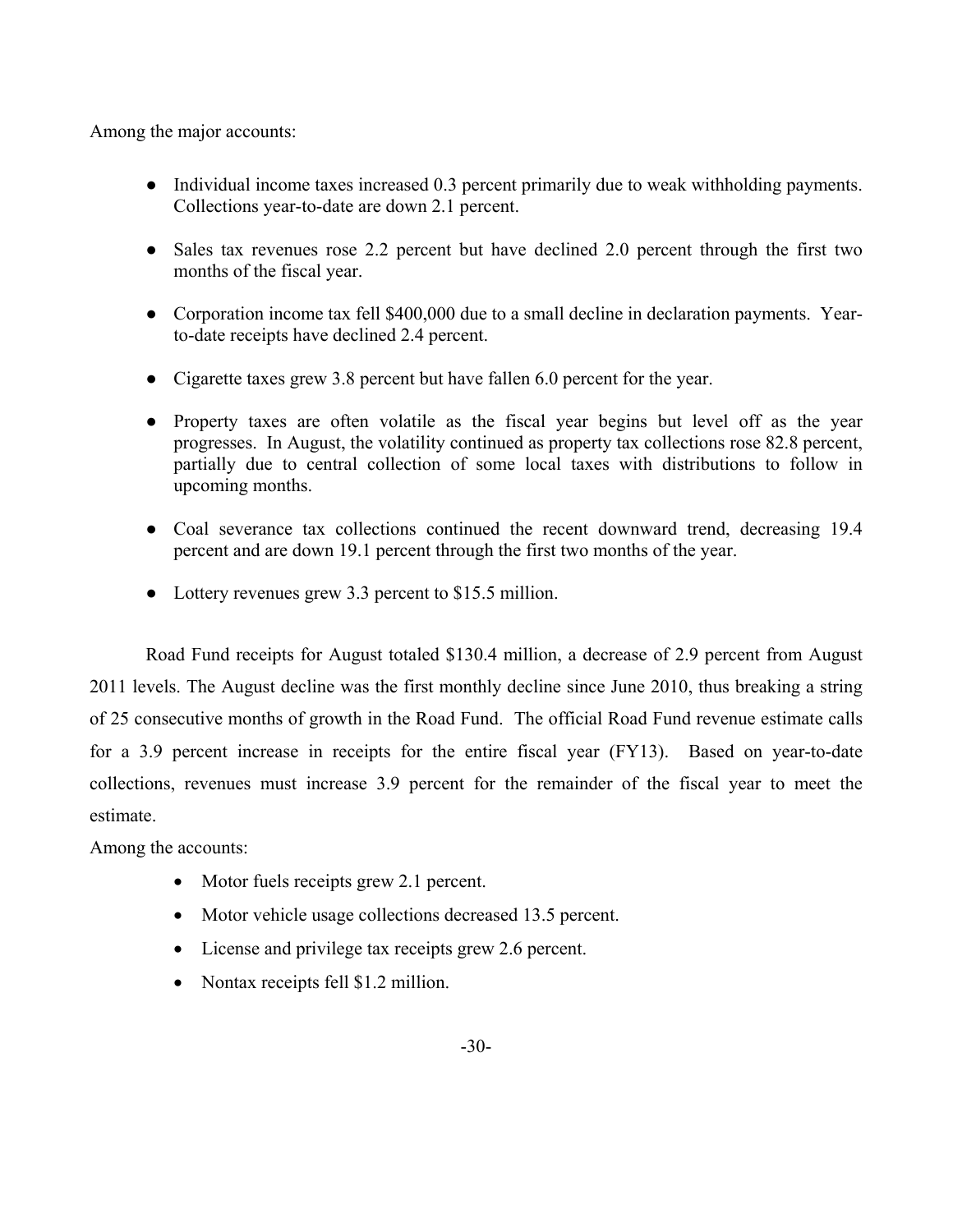Among the major accounts:

- Individual income taxes increased 0.3 percent primarily due to weak withholding payments. Collections year-to-date are down 2.1 percent.
- Sales tax revenues rose 2.2 percent but have declined 2.0 percent through the first two months of the fiscal year.
- Corporation income tax fell $400,000 due to a small decline in declaration payments. Year-to-date receipts have declined 2.4 percent.
- Cigarette taxes grew 3.8 percent but have fallen 6.0 percent for the year.
- Property taxes are often volatile as the fiscal year begins but level off as the year progresses. In August, the volatility continued as property tax collections rose 82.8 percent, partially due to central collection of some local taxes with distributions to follow in upcoming months.
- Coal severance tax collections continued the recent downward trend, decreasing 19.4 percent and are down 19.1 percent through the first two months of the year.
- Lottery revenues grew 3.3 percent to $15.5 million.

Road Fund receipts for August totaled $130.4 million, a decrease of 2.9 percent from August 2011 levels. The August decline was the first monthly decline since June 2010, thus breaking a string of 25 consecutive months of growth in the Road Fund. The official Road Fund revenue estimate calls for a 3.9 percent increase in receipts for the entire fiscal year (FY13). Based on year-to-date collections, revenues must increase 3.9 percent for the remainder of the fiscal year to meet the estimate.

Among the accounts:

- Motor fuels receipts grew 2.1 percent.
- Motor vehicle usage collections decreased 13.5 percent.
- License and privilege tax receipts grew 2.6 percent.
- Nontax receipts fell $1.2 million.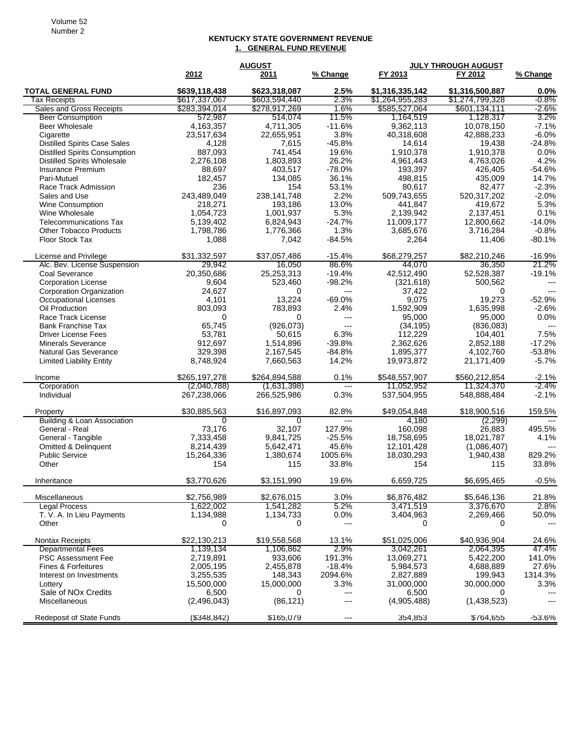## KENTUCKY STATE GOVERNMENT REVENUE

### 1. GENERAL FUND REVENUE

| | AUGUST | | | JULY THROUGH AUGUST | | |
|---|---|---|---|---|---|---|
| | 2012 | 2011 | % Change | FY 2013 | FY 2012 | % Change |
| **TOTAL GENERAL FUND** | **$639,118,438** | **$623,318,087** | **2.5%** | **$1,316,335,142** | **$1,316,500,887** | **0.0%** |
| Tax Receipts | $617,337,067 | $603,594,440 | 2.3% | $1,264,955,283 | $1,274,799,328 | -0.8% |
| Sales and Gross Receipts | $283,394,014 | $278,917,269 | 1.6% | $585,527,064 | $601,134,111 | -2.6% |
| Beer Consumption | 572,987 | 514,074 | 11.5% | 1,164,519 | 1,128,317 | 3.2% |
| Beer Wholesale | 4,163,357 | 4,711,305 | -11.6% | 9,362,113 | 10,078,150 | -7.1% |
| Cigarette | 23,517,634 | 22,655,951 | 3.8% | 40,318,608 | 42,888,233 | -6.0% |
| Distilled Spirits Case Sales | 4,128 | 7,615 | -45.8% | 14,614 | 19,438 | -24.8% |
| Distilled Spirits Consumption | 887,093 | 741,454 | 19.6% | 1,910,378 | 1,910,378 | 0.0% |
| Distilled Spirits Wholesale | 2,276,108 | 1,803,893 | 26.2% | 4,961,443 | 4,763,026 | 4.2% |
| Insurance Premium | 88,697 | 403,517 | -78.0% | 193,397 | 426,405 | -54.6% |
| Pari-Mutuel | 182,457 | 134,085 | 36.1% | 498,815 | 435,009 | 14.7% |
| Race Track Admission | 236 | 154 | 53.1% | 80,617 | 82,477 | -2.3% |
| Sales and Use | 243,489,049 | 238,141,748 | 2.2% | 509,743,655 | 520,317,202 | -2.0% |
| Wine Consumption | 218,271 | 193,186 | 13.0% | 441,847 | 419,672 | 5.3% |
| Wine Wholesale | 1,054,723 | 1,001,937 | 5.3% | 2,139,942 | 2,137,451 | 0.1% |
| Telecommunications Tax | 5,139,402 | 6,824,943 | -24.7% | 11,009,177 | 12,800,662 | -14.0% |
| Other Tobacco Products | 1,798,786 | 1,776,366 | 1.3% | 3,685,676 | 3,716,284 | -0.8% |
| Floor Stock Tax | 1,088 | 7,042 | -84.5% | 2,264 | 11,406 | -80.1% |
| | | | | | | |
| License and Privilege | $31,332,597 | $37,057,486 | -15.4% | $68,279,257 | $82,210,246 | -16.9% |
| Alc. Bev. License Suspension | 29,942 | 16,050 | 86.6% | 44,070 | 36,350 | 21.2% |
| Coal Severance | 20,350,686 | 25,253,313 | -19.4% | 42,512,490 | 52,528,387 | -19.1% |
| Corporation License | 9,604 | 523,460 | -98.2% | (321,618) | 500,562 | --- |
| Corporation Organization | 24,627 | 0 | --- | 37,422 | 0 | --- |
| Occupational Licenses | 4,101 | 13,224 | -69.0% | 9,075 | 19,273 | -52.9% |
| Oil Production | 803,093 | 783,893 | 2.4% | 1,592,909 | 1,635,998 | -2.6% |
| Race Track License | 0 | 0 | --- | 95,000 | 95,000 | 0.0% |
| Bank Franchise Tax | 65,745 | (926,073) | --- | (34,195) | (836,083) | --- |
| Driver License Fees | 53,781 | 50,615 | 6.3% | 112,229 | 104,401 | 7.5% |
| Minerals Severance | 912,697 | 1,514,896 | -39.8% | 2,362,626 | 2,852,188 | -17.2% |
| Natural Gas Severance | 329,398 | 2,167,545 | -84.8% | 1,895,377 | 4,102,760 | -53.8% |
| Limited Liability Entity | 8,748,924 | 7,660,563 | 14.2% | 19,973,872 | 21,171,409 | -5.7% |
| | | | | | | |
| Income | $265,197,278 | $264,894,588 | 0.1% | $548,557,907 | $560,212,854 | -2.1% |
| Corporation | (2,040,788) | (1,631,398) | --- | 11,052,952 | 11,324,370 | -2.4% |
| Individual | 267,238,066 | 266,525,986 | 0.3% | 537,504,955 | 548,888,484 | -2.1% |
| | | | | | | |
| Property | $30,885,563 | $16,897,093 | 82.8% | $49,054,848 | $18,900,516 | 159.5% |
| Building & Loan Association | 0 | 0 | --- | 4,180 | (2,299) | --- |
| General - Real | 73,176 | 32,107 | 127.9% | 160,098 | 26,883 | 495.5% |
| General - Tangible | 7,333,458 | 9,841,725 | -25.5% | 18,758,695 | 18,021,787 | 4.1% |
| Omitted & Delinquent | 8,214,439 | 5,642,471 | 45.6% | 12,101,428 | (1,086,407) | --- |
| Public Service | 15,264,336 | 1,380,674 | 1005.6% | 18,030,293 | 1,940,438 | 829.2% |
| Other | 154 | 115 | 33.8% | 154 | 115 | 33.8% |
| | | | | | | |
| Inheritance | $3,770,626 | $3,151,990 | 19.6% | 6,659,725 | $6,695,465 | -0.5% |
| | | | | | | |
| Miscellaneous | $2,756,989 | $2,676,015 | 3.0% | $6,876,482 | $5,646,136 | 21.8% |
| Legal Process | 1,622,002 | 1,541,282 | 5.2% | 3,471,519 | 3,376,670 | 2.8% |
| T. V. A. In Lieu Payments | 1,134,988 | 1,134,733 | 0.0% | 3,404,963 | 2,269,466 | 50.0% |
| Other | 0 | 0 | --- | 0 | 0 | --- |
| | | | | | | |
| Nontax Receipts | $22,130,213 | $19,558,568 | 13.1% | $51,025,006 | $40,936,904 | 24.6% |
| Departmental Fees | 1,139,134 | 1,106,862 | 2.9% | 3,042,261 | 2,064,395 | 47.4% |
| PSC Assessment Fee | 2,719,891 | 933,606 | 191.3% | 13,069,271 | 5,422,200 | 141.0% |
| Fines & Forfeitures | 2,005,195 | 2,455,878 | -18.4% | 5,984,573 | 4,688,889 | 27.6% |
| Interest on Investments | 3,255,535 | 148,343 | 2094.6% | 2,827,889 | 199,943 | 1314.3% |
| Lottery | 15,500,000 | 15,000,000 | 3.3% | 31,000,000 | 30,000,000 | 3.3% |
| Sale of NOx Credits | 6,500 | 0 | --- | 6,500 | 0 | --- |
| Miscellaneous | (2,496,043) | (86,121) | --- | (4,905,488) | (1,438,523) | --- |
| | | | | | | |
| Redeposit of State Funds | ($348,842) | $165,079 | --- | 354,853 | $764,655 | -53.6% |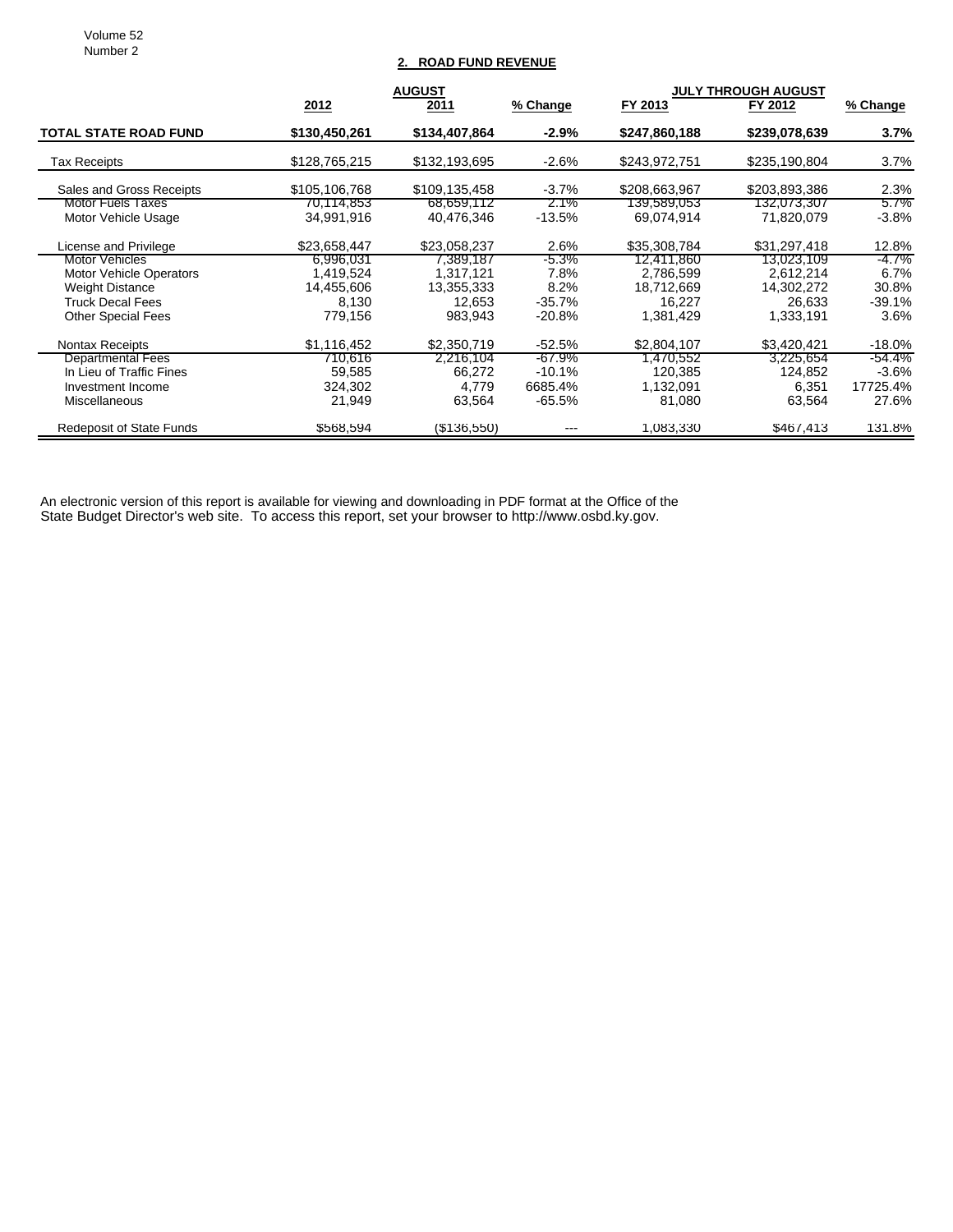## 2. ROAD FUND REVENUE

| | AUGUST | | | JULY THROUGH AUGUST | | |
|---|---|---|---|---|---|---|
| | 2012 | 2011 | % Change | FY 2013 | FY 2012 | % Change |
| **TOTAL STATE ROAD FUND** | **$130,450,261** | **$134,407,864** | **-2.9%** | **$247,860,188** | **$239,078,639** | **3.7%** |
| Tax Receipts | $128,765,215 | $132,193,695 | -2.6% | $243,972,751 | $235,190,804 | 3.7% |
| Sales and Gross Receipts | $105,106,768 | $109,135,458 | -3.7% | $208,663,967 | $203,893,386 | 2.3% |
| Motor Fuels Taxes | 70,114,853 | 68,659,112 | 2.1% | 139,589,053 | 132,073,307 | 5.7% |
| Motor Vehicle Usage | 34,991,916 | 40,476,346 | -13.5% | 69,074,914 | 71,820,079 | -3.8% |
| License and Privilege | $23,658,447 | $23,058,237 | 2.6% | $35,308,784 | $31,297,418 | 12.8% |
| Motor Vehicles | 6,996,031 | 7,389,187 | -5.3% | 12,411,860 | 13,023,109 | -4.7% |
| Motor Vehicle Operators | 1,419,524 | 1,317,121 | 7.8% | 2,786,599 | 2,612,214 | 6.7% |
| Weight Distance | 14,455,606 | 13,355,333 | 8.2% | 18,712,669 | 14,302,272 | 30.8% |
| Truck Decal Fees | 8,130 | 12,653 | -35.7% | 16,227 | 26,633 | -39.1% |
| Other Special Fees | 779,156 | 983,943 | -20.8% | 1,381,429 | 1,333,191 | 3.6% |
| Nontax Receipts | $1,116,452 | $2,350,719 | -52.5% | $2,804,107 | $3,420,421 | -18.0% |
| Departmental Fees | 710,616 | 2,216,104 | -67.9% | 1,470,552 | 3,225,654 | -54.4% |
| In Lieu of Traffic Fines | 59,585 | 66,272 | -10.1% | 120,385 | 124,852 | -3.6% |
| Investment Income | 324,302 | 4,779 | 6685.4% | 1,132,091 | 6,351 | 17725.4% |
| Miscellaneous | 21,949 | 63,564 | -65.5% | 81,080 | 63,564 | 27.6% |
| Redeposit of State Funds | $568,594 | ($136,550) | --- | 1,083,330 | $467,413 | 131.8% |

An electronic version of this report is available for viewing and downloading in PDF format at the Office of the State Budget Director's web site. To access this report, set your browser to http://www.osbd.ky.gov.